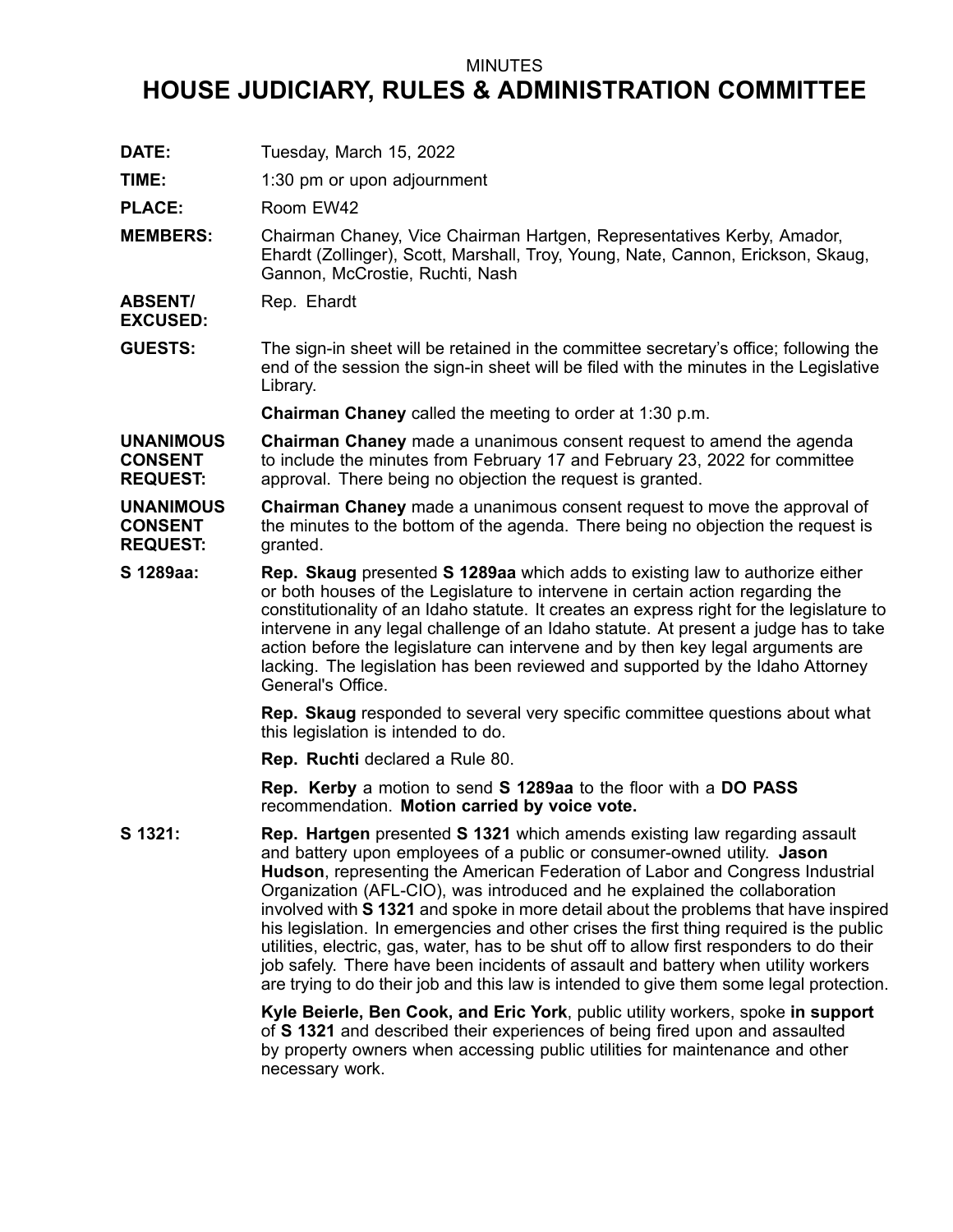MINUTES

# HOUSE JUDICIARY, RULES & ADMINISTRATION COMMITTEE

**DATE:** Tuesday, March 15, 2022

**TIME:** 1:30 pm or upon adjournment

**PLACE:** Room EW42

**MEMBERS:** Chairman Chaney, Vice Chairman Hartgen, Representatives Kerby, Amador, Ehardt (Zollinger), Scott, Marshall, Troy, Young, Nate, Cannon, Erickson, Skaug, Gannon, McCrostie, Ruchti, Nash

**ABSENT/ EXCUSED:** Rep. Ehardt

**GUESTS:** The sign-in sheet will be retained in the committee secretary's office; following the end of the session the sign-in sheet will be filed with the minutes in the Legislative Library.

**Chairman Chaney** called the meeting to order at 1:30 p.m.

**UNANIMOUS CONSENT REQUEST:** **Chairman Chaney** made a unanimous consent request to amend the agenda to include the minutes from February 17 and February 23, 2022 for committee approval. There being no objection the request is granted.

**UNANIMOUS CONSENT REQUEST:** **Chairman Chaney** made a unanimous consent request to move the approval of the minutes to the bottom of the agenda. There being no objection the request is granted.

**S 1289aa:** **Rep. Skaug** presented **S 1289aa** which adds to existing law to authorize either or both houses of the Legislature to intervene in certain action regarding the constitutionality of an Idaho statute. It creates an express right for the legislature to intervene in any legal challenge of an Idaho statute. At present a judge has to take action before the legislature can intervene and by then key legal arguments are lacking. The legislation has been reviewed and supported by the Idaho Attorney General's Office.

**Rep. Skaug** responded to several very specific committee questions about what this legislation is intended to do.

**Rep. Ruchti** declared a Rule 80.

**Rep. Kerby** a motion to send **S 1289aa** to the floor with a **DO PASS** recommendation. **Motion carried by voice vote.**

**S 1321:** **Rep. Hartgen** presented **S 1321** which amends existing law regarding assault and battery upon employees of a public or consumer-owned utility. **Jason Hudson**, representing the American Federation of Labor and Congress Industrial Organization (AFL-CIO), was introduced and he explained the collaboration involved with **S 1321** and spoke in more detail about the problems that have inspired his legislation. In emergencies and other crises the first thing required is the public utilities, electric, gas, water, has to be shut off to allow first responders to do their job safely. There have been incidents of assault and battery when utility workers are trying to do their job and this law is intended to give them some legal protection.

**Kyle Beierle, Ben Cook, and Eric York**, public utility workers, spoke **in support** of **S 1321** and described their experiences of being fired upon and assaulted by property owners when accessing public utilities for maintenance and other necessary work.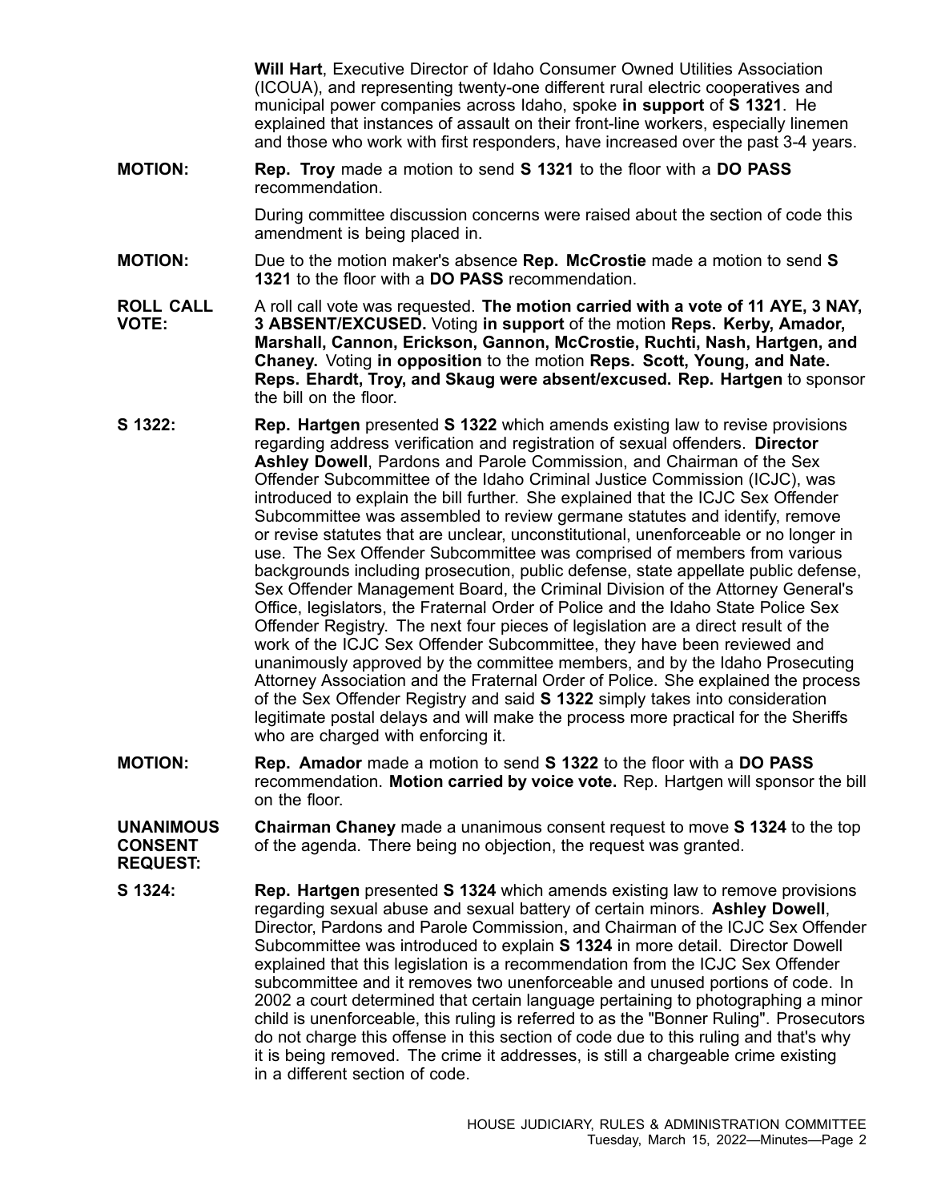**Will Hart**, Executive Director of Idaho Consumer Owned Utilities Association (ICOUA), and representing twenty-one different rural electric cooperatives and municipal power companies across Idaho, spoke **in support** of **S 1321**. He explained that instances of assault on their front-line workers, especially linemen and those who work with first responders, have increased over the past 3-4 years.

**MOTION:** **Rep. Troy** made a motion to send **S 1321** to the floor with a **DO PASS** recommendation.

During committee discussion concerns were raised about the section of code this amendment is being placed in.

**MOTION:** Due to the motion maker's absence **Rep. McCrostie** made a motion to send **S 1321** to the floor with a **DO PASS** recommendation.

**ROLL CALL VOTE:** A roll call vote was requested. **The motion carried with a vote of 11 AYE, 3 NAY, 3 ABSENT/EXCUSED.** Voting **in support** of the motion **Reps. Kerby, Amador, Marshall, Cannon, Erickson, Gannon, McCrostie, Ruchti, Nash, Hartgen, and Chaney.** Voting **in opposition** to the motion **Reps. Scott, Young, and Nate. Reps. Ehardt, Troy, and Skaug were absent/excused. Rep. Hartgen** to sponsor the bill on the floor.

**S 1322:** **Rep. Hartgen** presented **S 1322** which amends existing law to revise provisions regarding address verification and registration of sexual offenders. **Director Ashley Dowell**, Pardons and Parole Commission, and Chairman of the Sex Offender Subcommittee of the Idaho Criminal Justice Commission (ICJC), was introduced to explain the bill further. She explained that the ICJC Sex Offender Subcommittee was assembled to review germane statutes and identify, remove or revise statutes that are unclear, unconstitutional, unenforceable or no longer in use. The Sex Offender Subcommittee was comprised of members from various backgrounds including prosecution, public defense, state appellate public defense, Sex Offender Management Board, the Criminal Division of the Attorney General's Office, legislators, the Fraternal Order of Police and the Idaho State Police Sex Offender Registry. The next four pieces of legislation are a direct result of the work of the ICJC Sex Offender Subcommittee, they have been reviewed and unanimously approved by the committee members, and by the Idaho Prosecuting Attorney Association and the Fraternal Order of Police. She explained the process of the Sex Offender Registry and said **S 1322** simply takes into consideration legitimate postal delays and will make the process more practical for the Sheriffs who are charged with enforcing it.

**MOTION:** **Rep. Amador** made a motion to send **S 1322** to the floor with a **DO PASS** recommendation. **Motion carried by voice vote.** Rep. Hartgen will sponsor the bill on the floor.

**UNANIMOUS CONSENT REQUEST:** **Chairman Chaney** made a unanimous consent request to move **S 1324** to the top of the agenda. There being no objection, the request was granted.

**S 1324:** **Rep. Hartgen** presented **S 1324** which amends existing law to remove provisions regarding sexual abuse and sexual battery of certain minors. **Ashley Dowell**, Director, Pardons and Parole Commission, and Chairman of the ICJC Sex Offender Subcommittee was introduced to explain **S 1324** in more detail. Director Dowell explained that this legislation is a recommendation from the ICJC Sex Offender subcommittee and it removes two unenforceable and unused portions of code. In 2002 a court determined that certain language pertaining to photographing a minor child is unenforceable, this ruling is referred to as the "Bonner Ruling". Prosecutors do not charge this offense in this section of code due to this ruling and that's why it is being removed. The crime it addresses, is still a chargeable crime existing in a different section of code.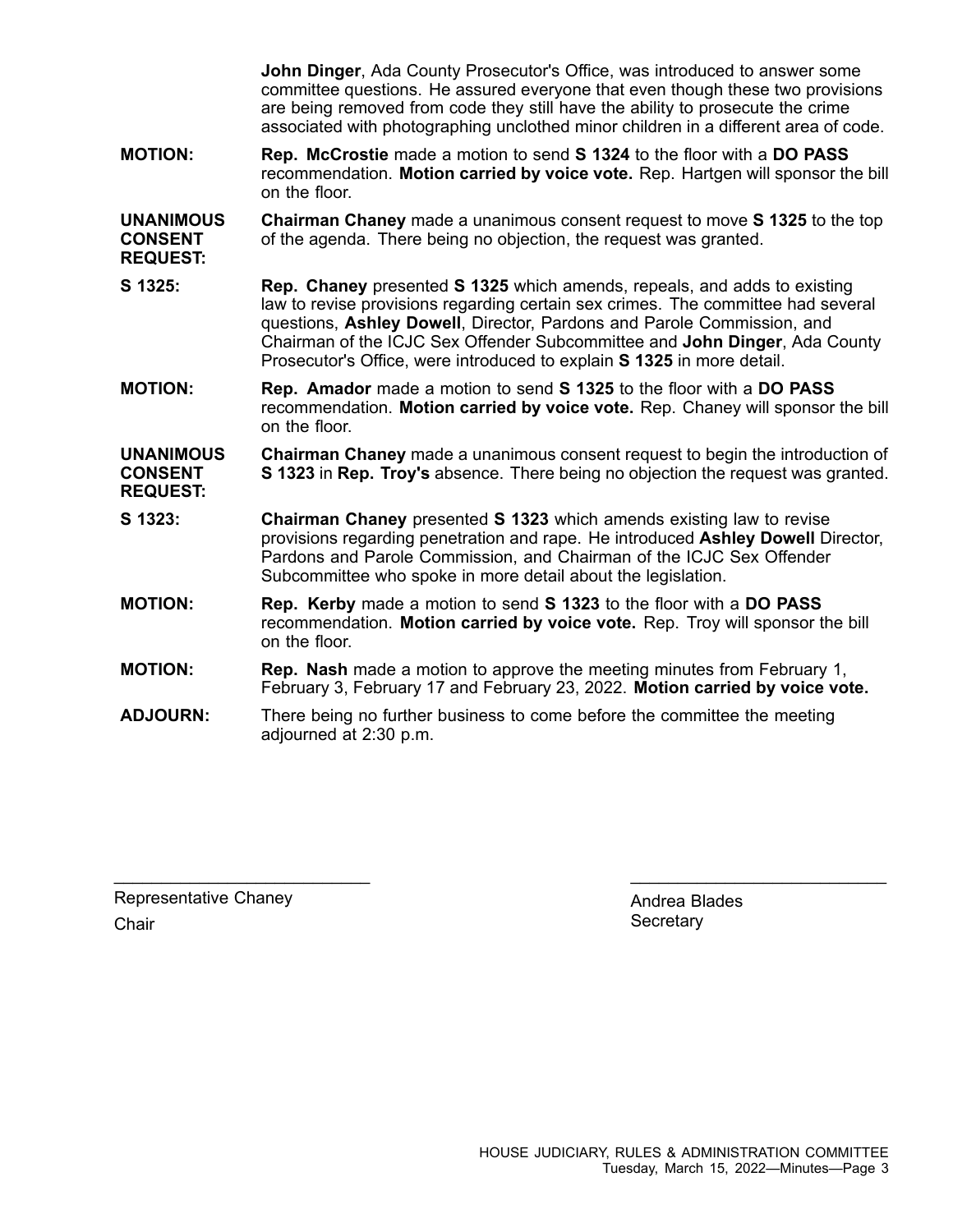**John Dinger**, Ada County Prosecutor's Office, was introduced to answer some committee questions. He assured everyone that even though these two provisions are being removed from code they still have the ability to prosecute the crime associated with photographing unclothed minor children in a different area of code.

**MOTION:** **Rep. McCrostie** made a motion to send **S 1324** to the floor with a **DO PASS** recommendation. **Motion carried by voice vote.** Rep. Hartgen will sponsor the bill on the floor.

**UNANIMOUS CONSENT REQUEST:** **Chairman Chaney** made a unanimous consent request to move **S 1325** to the top of the agenda. There being no objection, the request was granted.

**S 1325:** **Rep. Chaney** presented **S 1325** which amends, repeals, and adds to existing law to revise provisions regarding certain sex crimes. The committee had several questions, **Ashley Dowell**, Director, Pardons and Parole Commission, and Chairman of the ICJC Sex Offender Subcommittee and **John Dinger**, Ada County Prosecutor's Office, were introduced to explain **S 1325** in more detail.

**MOTION:** **Rep. Amador** made a motion to send **S 1325** to the floor with a **DO PASS** recommendation. **Motion carried by voice vote.** Rep. Chaney will sponsor the bill on the floor.

**UNANIMOUS CONSENT REQUEST:** **Chairman Chaney** made a unanimous consent request to begin the introduction of **S 1323** in **Rep. Troy's** absence. There being no objection the request was granted.

**S 1323:** **Chairman Chaney** presented **S 1323** which amends existing law to revise provisions regarding penetration and rape. He introduced **Ashley Dowell** Director, Pardons and Parole Commission, and Chairman of the ICJC Sex Offender Subcommittee who spoke in more detail about the legislation.

**MOTION:** **Rep. Kerby** made a motion to send **S 1323** to the floor with a **DO PASS** recommendation. **Motion carried by voice vote.** Rep. Troy will sponsor the bill on the floor.

**MOTION:** **Rep. Nash** made a motion to approve the meeting minutes from February 1, February 3, February 17 and February 23, 2022. **Motion carried by voice vote.**

**ADJOURN:** There being no further business to come before the committee the meeting adjourned at 2:30 p.m.

___________________________
Representative Chaney
Chair

___________________________
Andrea Blades
Secretary